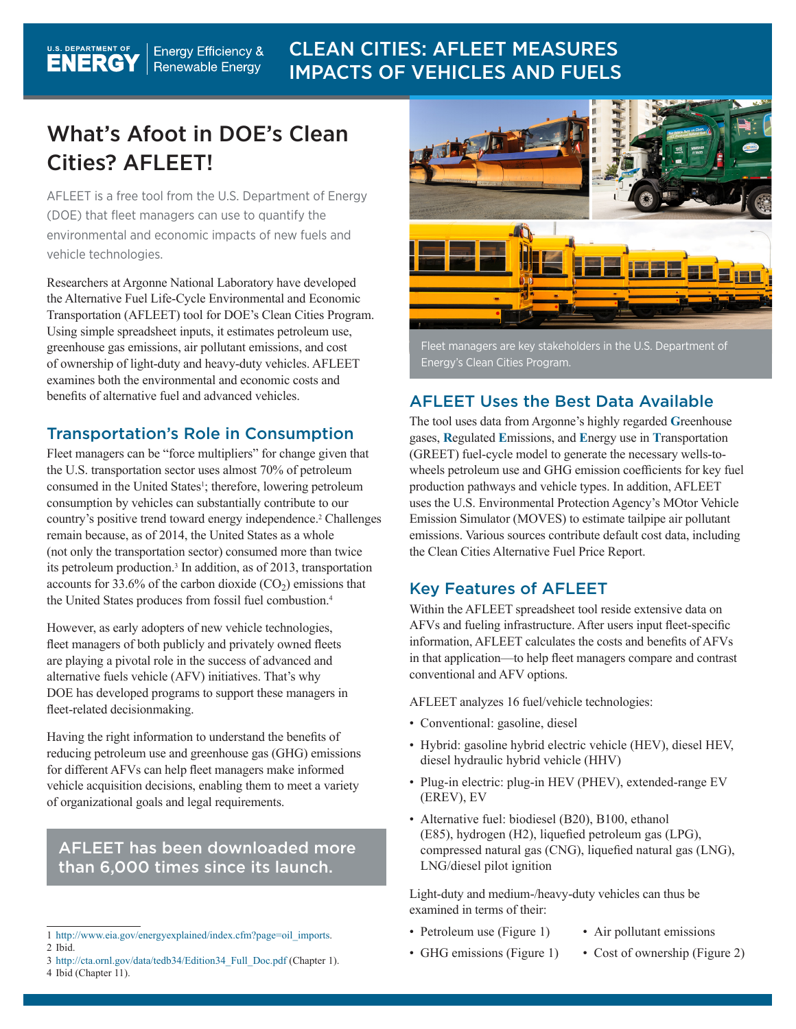U.S. DEPARTMENT OF ENERGY | Energy Efficiency & Renewable Energy

# CLEAN CITIES: AFLEET MEASURES IMPACTS OF VEHICLES AND FUELS

## What's Afoot in DOE's Clean Cities? AFLEET!

AFLEET is a free tool from the U.S. Department of Energy (DOE) that fleet managers can use to quantify the environmental and economic impacts of new fuels and vehicle technologies.

Researchers at Argonne National Laboratory have developed the Alternative Fuel Life-Cycle Environmental and Economic Transportation (AFLEET) tool for DOE's Clean Cities Program. Using simple spreadsheet inputs, it estimates petroleum use, greenhouse gas emissions, air pollutant emissions, and cost of ownership of light-duty and heavy-duty vehicles. AFLEET examines both the environmental and economic costs and benefits of alternative fuel and advanced vehicles.

### Transportation's Role in Consumption

Fleet managers can be "force multipliers" for change given that the U.S. transportation sector uses almost 70% of petroleum consumed in the United States[1]; therefore, lowering petroleum consumption by vehicles can substantially contribute to our country's positive trend toward energy independence.[2] Challenges remain because, as of 2014, the United States as a whole (not only the transportation sector) consumed more than twice its petroleum production.[3] In addition, as of 2013, transportation accounts for 33.6% of the carbon dioxide ($CO_2$) emissions that the United States produces from fossil fuel combustion.[4]

However, as early adopters of new vehicle technologies, fleet managers of both publicly and privately owned fleets are playing a pivotal role in the success of advanced and alternative fuels vehicle (AFV) initiatives. That's why DOE has developed programs to support these managers in fleet-related decisionmaking.

Having the right information to understand the benefits of reducing petroleum use and greenhouse gas (GHG) emissions for different AFVs can help fleet managers make informed vehicle acquisition decisions, enabling them to meet a variety of organizational goals and legal requirements.

**AFLEET has been downloaded more than 6,000 times since its launch.**

Fleet managers are key stakeholders in the U.S. Department of Energy's Clean Cities Program.

### AFLEET Uses the Best Data Available

The tool uses data from Argonne's highly regarded **G**reenhouse gases, **R**egulated **E**missions, and **E**nergy use in **T**ransportation (GREET) fuel-cycle model to generate the necessary wells-to-wheels petroleum use and GHG emission coefficients for key fuel production pathways and vehicle types. In addition, AFLEET uses the U.S. Environmental Protection Agency's MOtor Vehicle Emission Simulator (MOVES) to estimate tailpipe air pollutant emissions. Various sources contribute default cost data, including the Clean Cities Alternative Fuel Price Report.

### Key Features of AFLEET

Within the AFLEET spreadsheet tool reside extensive data on AFVs and fueling infrastructure. After users input fleet-specific information, AFLEET calculates the costs and benefits of AFVs in that application—to help fleet managers compare and contrast conventional and AFV options.

AFLEET analyzes 16 fuel/vehicle technologies:

- Conventional: gasoline, diesel
- Hybrid: gasoline hybrid electric vehicle (HEV), diesel HEV, diesel hydraulic hybrid vehicle (HHV)
- Plug-in electric: plug-in HEV (PHEV), extended-range EV (EREV), EV
- Alternative fuel: biodiesel (B20), B100, ethanol (E85), hydrogen (H2), liquefied petroleum gas (LPG), compressed natural gas (CNG), liquefied natural gas (LNG), LNG/diesel pilot ignition

Light-duty and medium-/heavy-duty vehicles can thus be examined in terms of their:

- Petroleum use (Figure 1)
- GHG emissions (Figure 1)
- Air pollutant emissions
- Cost of ownership (Figure 2)

---

1 http://www.eia.gov/energyexplained/index.cfm?page=oil_imports.
2 Ibid.
3 http://cta.ornl.gov/data/tedb34/Edition34_Full_Doc.pdf (Chapter 1).
4 Ibid (Chapter 11).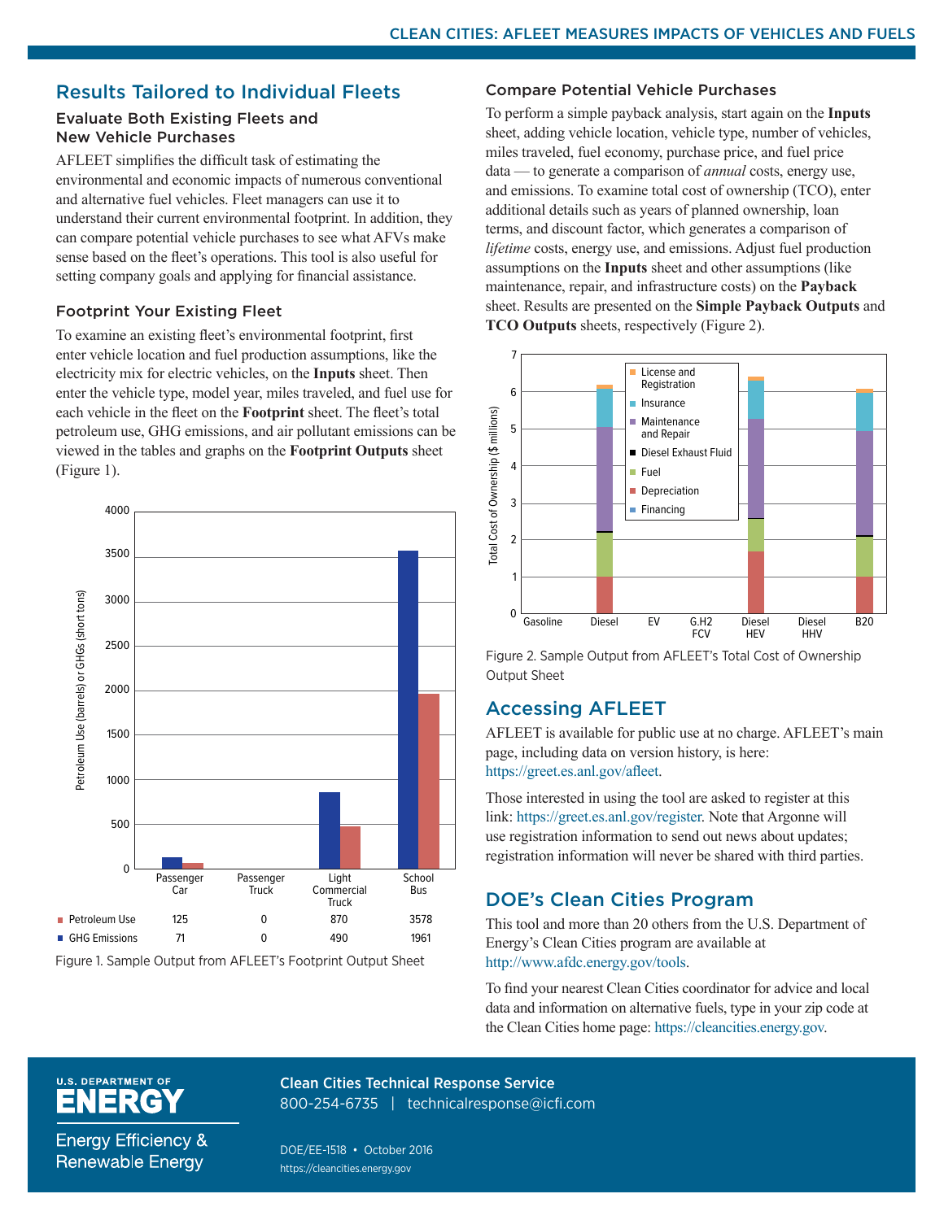## Results Tailored to Individual Fleets

### Evaluate Both Existing Fleets and New Vehicle Purchases

AFLEET simplifies the difficult task of estimating the environmental and economic impacts of numerous conventional and alternative fuel vehicles. Fleet managers can use it to understand their current environmental footprint. In addition, they can compare potential vehicle purchases to see what AFVs make sense based on the fleet's operations. This tool is also useful for setting company goals and applying for financial assistance.

### Footprint Your Existing Fleet

To examine an existing fleet's environmental footprint, first enter vehicle location and fuel production assumptions, like the electricity mix for electric vehicles, on the **Inputs** sheet. Then enter the vehicle type, model year, miles traveled, and fuel use for each vehicle in the fleet on the **Footprint** sheet. The fleet's total petroleum use, GHG emissions, and air pollutant emissions can be viewed in the tables and graphs on the **Footprint Outputs** sheet (Figure 1).

Petroleum Use (barrels) or GHGs (short tons)

4000
3500
3000
2500
2000
1500
1000
500
0

Passenger Car
Passenger Truck
Light Commercial Truck
School Bus

Petroleum Use: 125, 0, 870, 3578
GHG Emissions: 71, 0, 490, 1961

Figure 1. Sample Output from AFLEET's Footprint Output Sheet

### Compare Potential Vehicle Purchases

To perform a simple payback analysis, start again on the **Inputs** sheet, adding vehicle location, vehicle type, number of vehicles, miles traveled, fuel economy, purchase price, and fuel price data — to generate a comparison of *annual* costs, energy use, and emissions. To examine total cost of ownership (TCO), enter additional details such as years of planned ownership, loan terms, and discount factor, which generates a comparison of *lifetime* costs, energy use, and emissions. Adjust fuel production assumptions on the **Inputs** sheet and other assumptions (like maintenance, repair, and infrastructure costs) on the **Payback** sheet. Results are presented on the **Simple Payback Outputs** and **TCO Outputs** sheets, respectively (Figure 2).

Total Cost of Ownership ($ millions)

7
6
5
4
3
2
1
0

License and Registration
Insurance
Maintenance and Repair
Diesel Exhaust Fluid
Fuel
Depreciation
Financing

Gasoline
Diesel
EV
G.H2 FCV
Diesel HEV
Diesel HHV
B20

Figure 2. Sample Output from AFLEET's Total Cost of Ownership Output Sheet

## Accessing AFLEET

AFLEET is available for public use at no charge. AFLEET's main page, including data on version history, is here: https://greet.es.anl.gov/afleet.

Those interested in using the tool are asked to register at this link: https://greet.es.anl.gov/register. Note that Argonne will use registration information to send out news about updates; registration information will never be shared with third parties.

## DOE's Clean Cities Program

This tool and more than 20 others from the U.S. Department of Energy's Clean Cities program are available at http://www.afdc.energy.gov/tools.

To find your nearest Clean Cities coordinator for advice and local data and information on alternative fuels, type in your zip code at the Clean Cities home page: https://cleancities.energy.gov.

U.S. DEPARTMENT OF ENERGY

Energy Efficiency & Renewable Energy

**Clean Cities Technical Response Service**
800-254-6735 | technicalresponse@icfi.com

DOE/EE-1518 • October 2016
https://cleancities.energy.gov